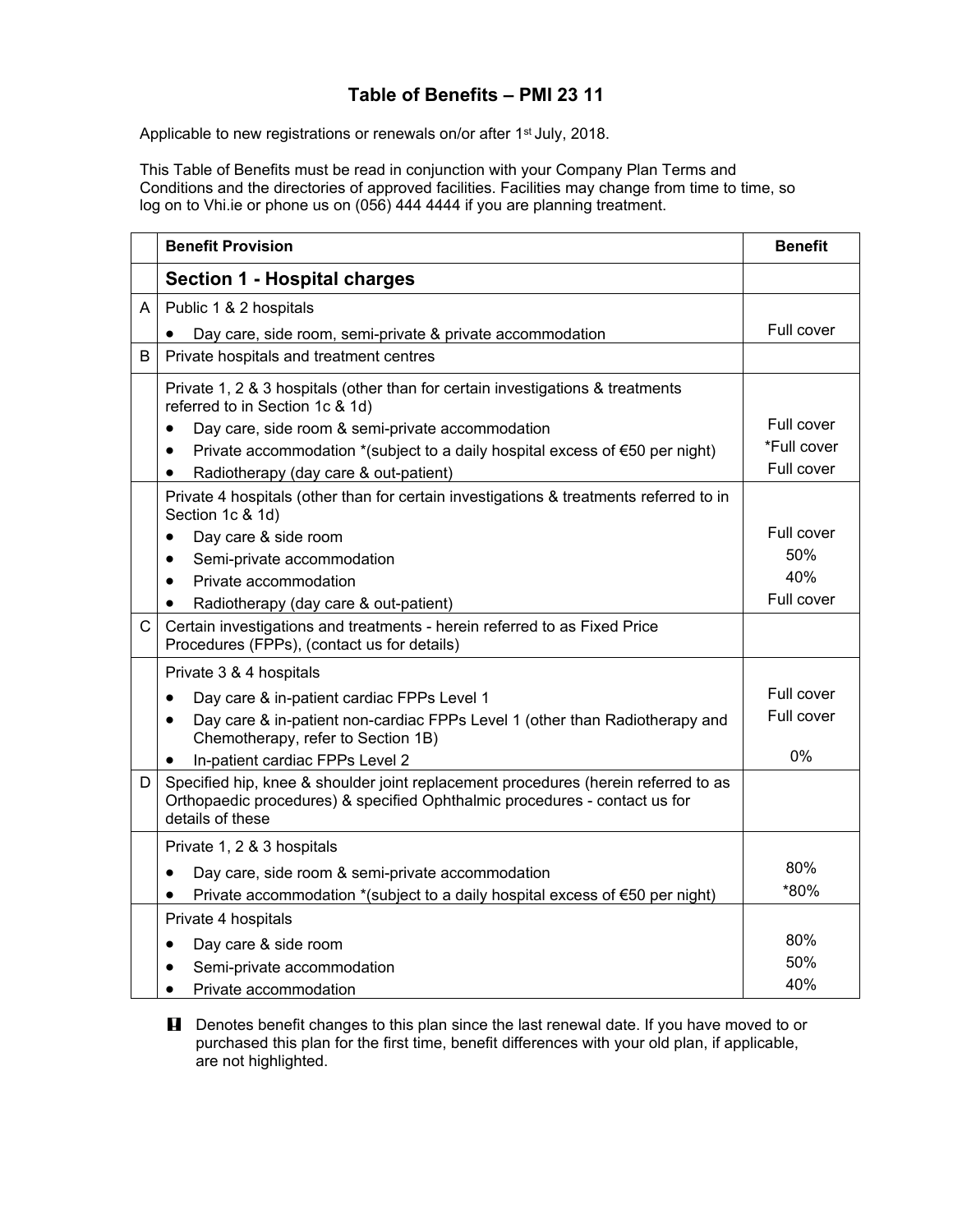# Table of Benefits – PMI 23 11

Applicable to new registrations or renewals on/or after 1st July, 2018.

This Table of Benefits must be read in conjunction with your Company Plan Terms and Conditions and the directories of approved facilities. Facilities may change from time to time, so log on to Vhi.ie or phone us on (056) 444 4444 if you are planning treatment.

| | Benefit Provision | Benefit |
|---|---|---|
| | **Section 1 - Hospital charges** | |
| A | Public 1 & 2 hospitals | |
| | • Day care, side room, semi-private & private accommodation | Full cover |
| B | Private hospitals and treatment centres | |
| | Private 1, 2 & 3 hospitals (other than for certain investigations & treatments referred to in Section 1c & 1d) | |
| | • Day care, side room & semi-private accommodation | Full cover |
| | • Private accommodation *(subject to a daily hospital excess of €50 per night) | *Full cover |
| | • Radiotherapy (day care & out-patient) | Full cover |
| | Private 4 hospitals (other than for certain investigations & treatments referred to in Section 1c & 1d) | |
| | • Day care & side room | Full cover |
| | • Semi-private accommodation | 50% |
| | • Private accommodation | 40% |
| | • Radiotherapy (day care & out-patient) | Full cover |
| C | Certain investigations and treatments - herein referred to as Fixed Price Procedures (FPPs), (contact us for details) | |
| | Private 3 & 4 hospitals | |
| | • Day care & in-patient cardiac FPPs Level 1 | Full cover |
| | • Day care & in-patient non-cardiac FPPs Level 1 (other than Radiotherapy and Chemotherapy, refer to Section 1B) | Full cover |
| | • In-patient cardiac FPPs Level 2 | 0% |
| D | Specified hip, knee & shoulder joint replacement procedures (herein referred to as Orthopaedic procedures) & specified Ophthalmic procedures - contact us for details of these | |
| | Private 1, 2 & 3 hospitals | |
| | • Day care, side room & semi-private accommodation | 80% |
| | • Private accommodation *(subject to a daily hospital excess of €50 per night) | *80% |
| | Private 4 hospitals | |
| | • Day care & side room | 80% |
| | • Semi-private accommodation | 50% |
| | • Private accommodation | 40% |

! Denotes benefit changes to this plan since the last renewal date. If you have moved to or purchased this plan for the first time, benefit differences with your old plan, if applicable, are not highlighted.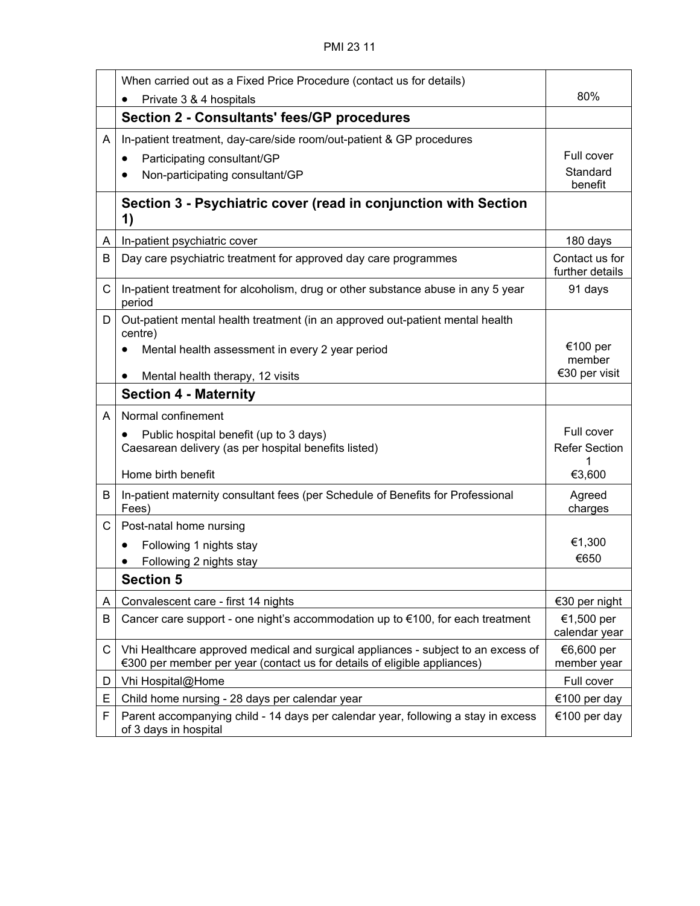| | | |
|---|---|---|
| | When carried out as a Fixed Price Procedure (contact us for details)<br>• Private 3 & 4 hospitals | 80% |
| | **Section 2 - Consultants' fees/GP procedures** | |
| A | In-patient treatment, day-care/side room/out-patient & GP procedures<br>• Participating consultant/GP<br>• Non-participating consultant/GP | Full cover<br>Standard benefit |
| | **Section 3 - Psychiatric cover (read in conjunction with Section 1)** | |
| A | In-patient psychiatric cover | 180 days |
| B | Day care psychiatric treatment for approved day care programmes | Contact us for further details |
| C | In-patient treatment for alcoholism, drug or other substance abuse in any 5 year period | 91 days |
| D | Out-patient mental health treatment (in an approved out-patient mental health centre)<br>• Mental health assessment in every 2 year period<br>• Mental health therapy, 12 visits | €100 per member<br>€30 per visit |
| | **Section 4 - Maternity** | |
| A | Normal confinement<br>• Public hospital benefit (up to 3 days)<br>Caesarean delivery (as per hospital benefits listed)<br>Home birth benefit | Full cover<br>Refer Section 1<br>€3,600 |
| B | In-patient maternity consultant fees (per Schedule of Benefits for Professional Fees) | Agreed charges |
| C | Post-natal home nursing<br>• Following 1 nights stay<br>• Following 2 nights stay | €1,300<br>€650 |
| | **Section 5** | |
| A | Convalescent care - first 14 nights | €30 per night |
| B | Cancer care support - one night's accommodation up to €100, for each treatment | €1,500 per calendar year |
| C | Vhi Healthcare approved medical and surgical appliances - subject to an excess of €300 per member per year (contact us for details of eligible appliances) | €6,600 per member year |
| D | Vhi Hospital@Home | Full cover |
| E | Child home nursing - 28 days per calendar year | €100 per day |
| F | Parent accompanying child - 14 days per calendar year, following a stay in excess of 3 days in hospital | €100 per day |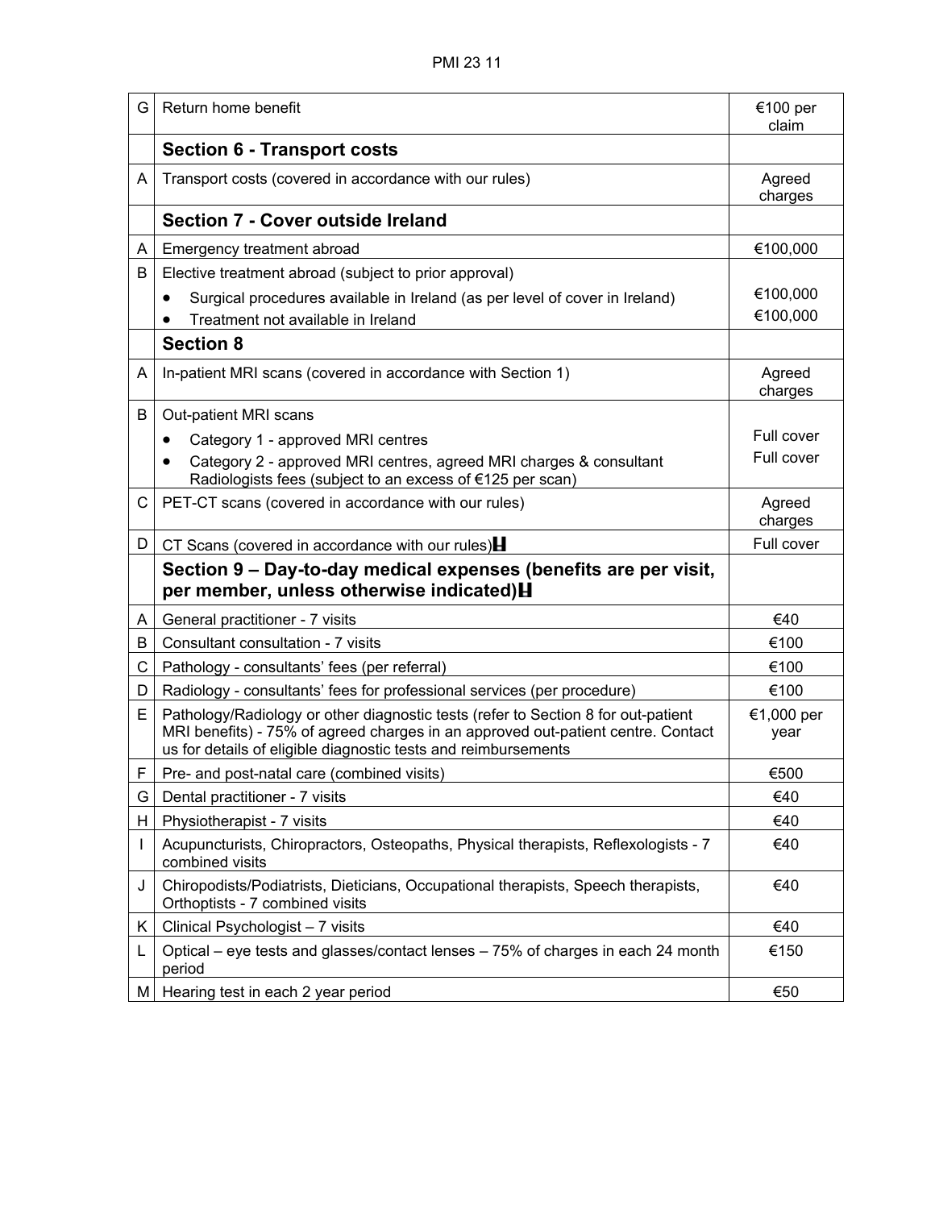| | | |
|---|---|---|
| G | Return home benefit | €100 per claim |
| | **Section 6 - Transport costs** | |
| A | Transport costs (covered in accordance with our rules) | Agreed charges |
| | **Section 7 - Cover outside Ireland** | |
| A | Emergency treatment abroad | €100,000 |
| B | Elective treatment abroad (subject to prior approval)<br>• Surgical procedures available in Ireland (as per level of cover in Ireland)<br>• Treatment not available in Ireland | <br>€100,000<br>€100,000 |
| | **Section 8** | |
| A | In-patient MRI scans (covered in accordance with Section 1) | Agreed charges |
| B | Out-patient MRI scans<br>• Category 1 - approved MRI centres<br>• Category 2 - approved MRI centres, agreed MRI charges & consultant Radiologists fees (subject to an excess of €125 per scan) | <br>Full cover<br>Full cover |
| C | PET-CT scans (covered in accordance with our rules) | Agreed charges |
| D | CT Scans (covered in accordance with our rules)H | Full cover |
| | **Section 9 – Day-to-day medical expenses (benefits are per visit, per member, unless otherwise indicated)H** | |
| A | General practitioner - 7 visits | €40 |
| B | Consultant consultation - 7 visits | €100 |
| C | Pathology - consultants' fees (per referral) | €100 |
| D | Radiology - consultants' fees for professional services (per procedure) | €100 |
| E | Pathology/Radiology or other diagnostic tests (refer to Section 8 for out-patient MRI benefits) - 75% of agreed charges in an approved out-patient centre. Contact us for details of eligible diagnostic tests and reimbursements | €1,000 per year |
| F | Pre- and post-natal care (combined visits) | €500 |
| G | Dental practitioner - 7 visits | €40 |
| H | Physiotherapist - 7 visits | €40 |
| I | Acupuncturists, Chiropractors, Osteopaths, Physical therapists, Reflexologists - 7 combined visits | €40 |
| J | Chiropodists/Podiatrists, Dieticians, Occupational therapists, Speech therapists, Orthoptists - 7 combined visits | €40 |
| K | Clinical Psychologist – 7 visits | €40 |
| L | Optical – eye tests and glasses/contact lenses – 75% of charges in each 24 month period | €150 |
| M | Hearing test in each 2 year period | €50 |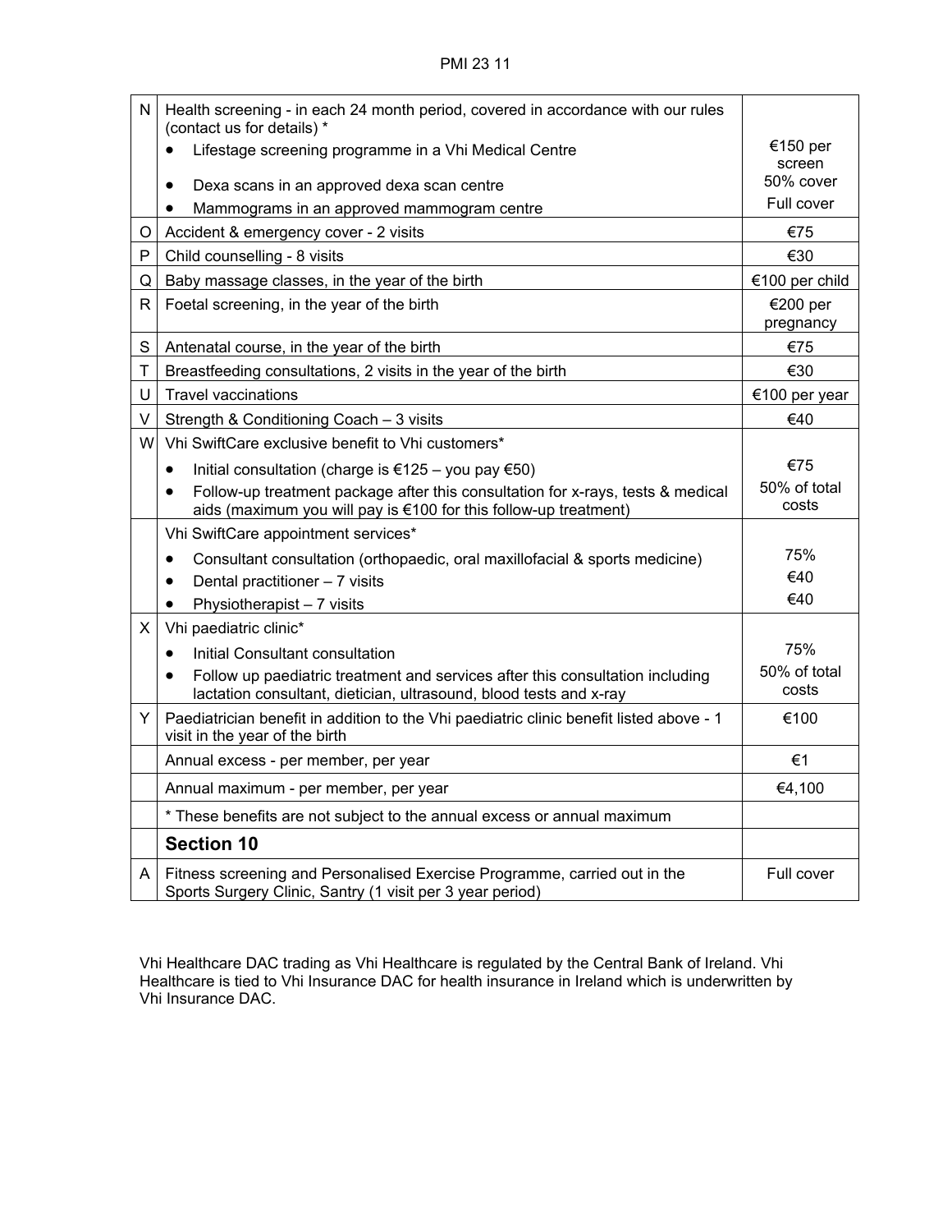| | | |
|---|---|---|
| N | Health screening - in each 24 month period, covered in accordance with our rules (contact us for details) *<br>• Lifestage screening programme in a Vhi Medical Centre<br>• Dexa scans in an approved dexa scan centre<br>• Mammograms in an approved mammogram centre | <br>€150 per screen<br>50% cover<br>Full cover |
| O | Accident & emergency cover - 2 visits | €75 |
| P | Child counselling - 8 visits | €30 |
| Q | Baby massage classes, in the year of the birth | €100 per child |
| R | Foetal screening, in the year of the birth | €200 per pregnancy |
| S | Antenatal course, in the year of the birth | €75 |
| T | Breastfeeding consultations, 2 visits in the year of the birth | €30 |
| U | Travel vaccinations | €100 per year |
| V | Strength & Conditioning Coach – 3 visits | €40 |
| W | Vhi SwiftCare exclusive benefit to Vhi customers*<br>• Initial consultation (charge is €125 – you pay €50)<br>• Follow-up treatment package after this consultation for x-rays, tests & medical aids (maximum you will pay is €100 for this follow-up treatment) | <br>€75<br>50% of total costs |
| | Vhi SwiftCare appointment services*<br>• Consultant consultation (orthopaedic, oral maxillofacial & sports medicine)<br>• Dental practitioner – 7 visits<br>• Physiotherapist – 7 visits | <br>75%<br>€40<br>€40 |
| X | Vhi paediatric clinic*<br>• Initial Consultant consultation<br>• Follow up paediatric treatment and services after this consultation including lactation consultant, dietician, ultrasound, blood tests and x-ray | <br>75%<br>50% of total costs |
| Y | Paediatrician benefit in addition to the Vhi paediatric clinic benefit listed above - 1 visit in the year of the birth | €100 |
| | Annual excess - per member, per year | €1 |
| | Annual maximum - per member, per year | €4,100 |
| | * These benefits are not subject to the annual excess or annual maximum | |
| | **Section 10** | |
| A | Fitness screening and Personalised Exercise Programme, carried out in the Sports Surgery Clinic, Santry (1 visit per 3 year period) | Full cover |

Vhi Healthcare DAC trading as Vhi Healthcare is regulated by the Central Bank of Ireland. Vhi Healthcare is tied to Vhi Insurance DAC for health insurance in Ireland which is underwritten by Vhi Insurance DAC.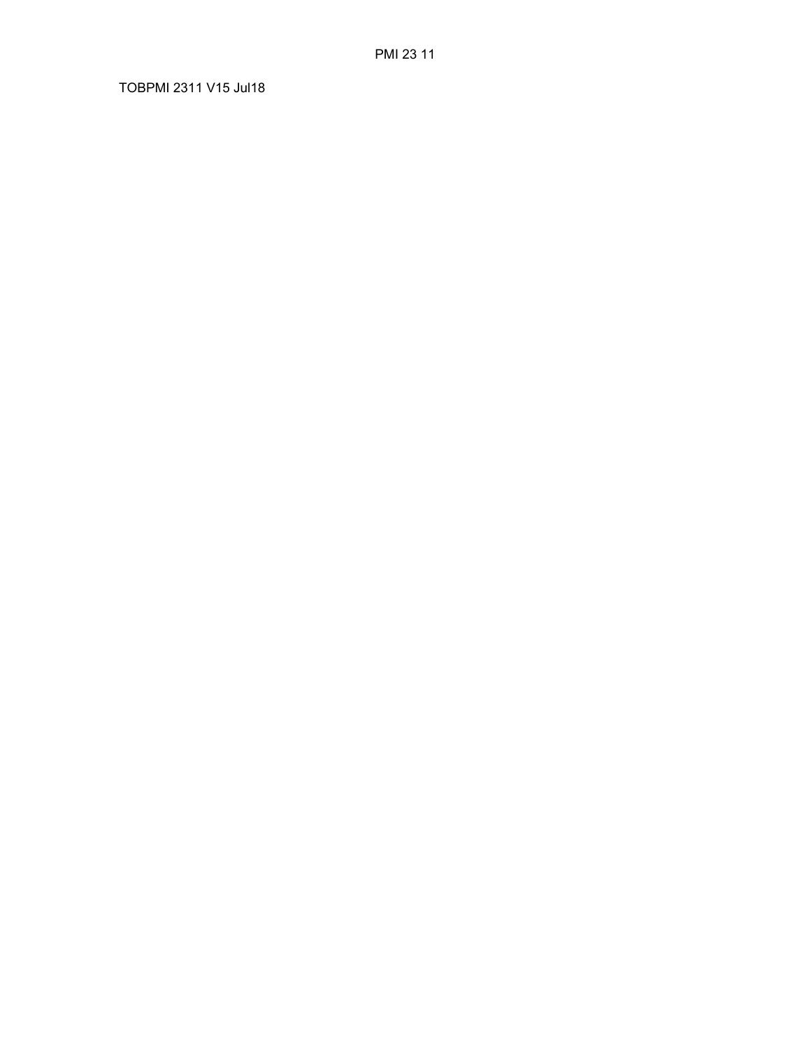TOBPMI 2311 V15 Jul18